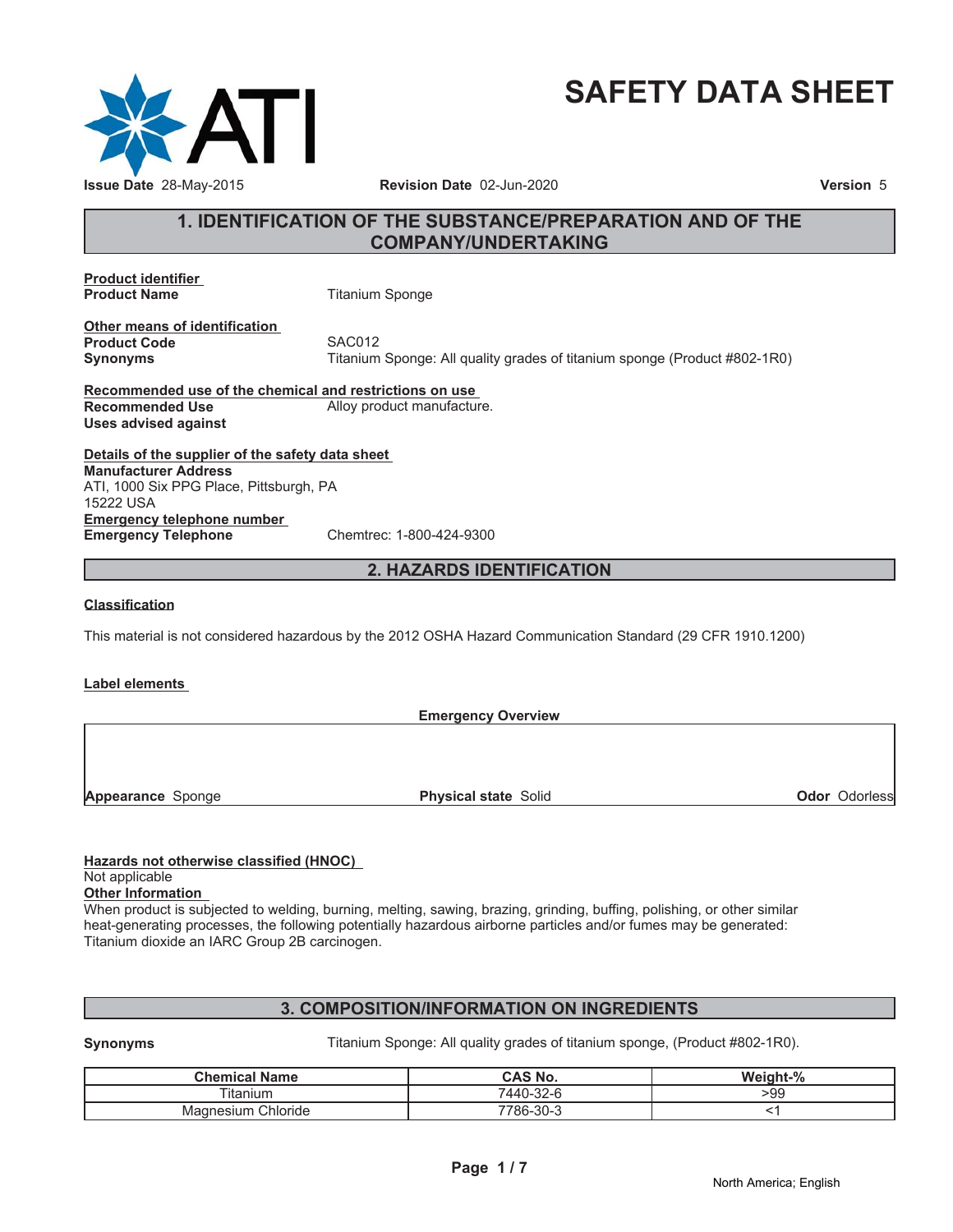# SAFETY DATA SHEET

**Issue Date** 28-May-2015 **Revision Date** 02-Jun-2020 **Version** 5

## 1. IDENTIFICATION OF THE SUBSTANCE/PREPARATION AND OF THE COMPANY/UNDERTAKING

**Product identifier**

**Product Name** Titanium Sponge

**Other means of identification**

**Product Code** SAC012

**Synonyms** Titanium Sponge: All quality grades of titanium sponge (Product #802-1R0)

**Recommended use of the chemical and restrictions on use**

**Recommended Use** Alloy product manufacture.

**Uses advised against**

**Details of the supplier of the safety data sheet**

**Manufacturer Address**
ATI, 1000 Six PPG Place, Pittsburgh, PA
15222 USA

**Emergency telephone number**

**Emergency Telephone** Chemtrec: 1-800-424-9300

## 2. HAZARDS IDENTIFICATION

**Classification**

This material is not considered hazardous by the 2012 OSHA Hazard Communication Standard (29 CFR 1910.1200)

**Label elements**

**Emergency Overview**

| **Appearance** Sponge | **Physical state** Solid | **Odor** Odorless |
|---|---|---|

**Hazards not otherwise classified (HNOC)**

Not applicable

**Other Information**

When product is subjected to welding, burning, melting, sawing, brazing, grinding, buffing, polishing, or other similar heat-generating processes, the following potentially hazardous airborne particles and/or fumes may be generated: Titanium dioxide an IARC Group 2B carcinogen.

## 3. COMPOSITION/INFORMATION ON INGREDIENTS

**Synonyms** Titanium Sponge: All quality grades of titanium sponge, (Product #802-1R0).

| Chemical Name | CAS No. | Weight-% |
|---|---|---|
| Titanium | 7440-32-6 | >99 |
| Magnesium Chloride | 7786-30-3 | <1 |

North America; English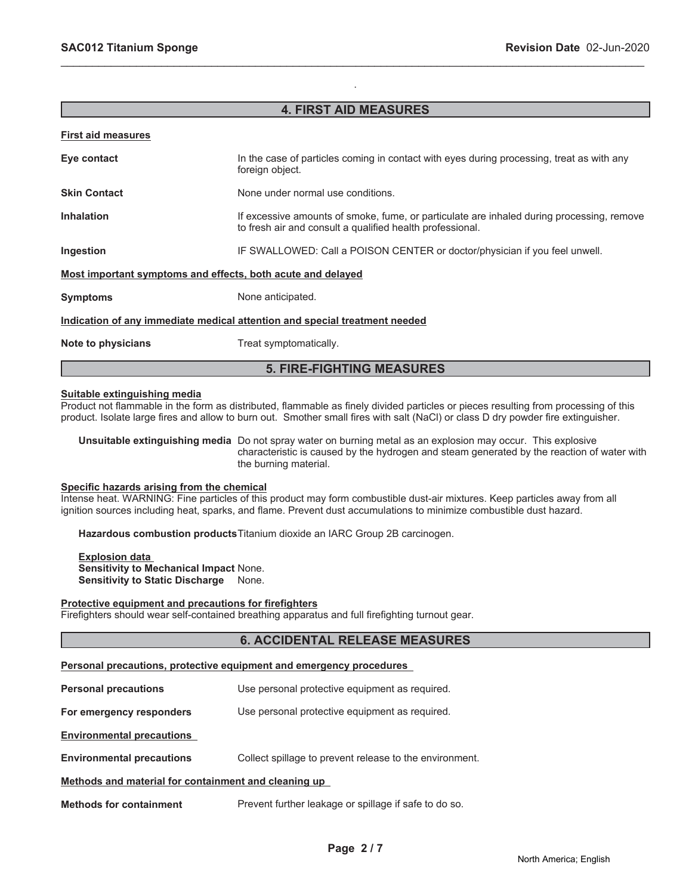## 4. FIRST AID MEASURES

**First aid measures**

**Eye contact** In the case of particles coming in contact with eyes during processing, treat as with any foreign object.

**Skin Contact** None under normal use conditions.

**Inhalation** If excessive amounts of smoke, fume, or particulate are inhaled during processing, remove to fresh air and consult a qualified health professional.

**Ingestion** IF SWALLOWED: Call a POISON CENTER or doctor/physician if you feel unwell.

**Most important symptoms and effects, both acute and delayed**

**Symptoms** None anticipated.

**Indication of any immediate medical attention and special treatment needed**

**Note to physicians** Treat symptomatically.

## 5. FIRE-FIGHTING MEASURES

**Suitable extinguishing media**

Product not flammable in the form as distributed, flammable as finely divided particles or pieces resulting from processing of this product. Isolate large fires and allow to burn out. Smother small fires with salt (NaCl) or class D dry powder fire extinguisher.

**Unsuitable extinguishing media** Do not spray water on burning metal as an explosion may occur. This explosive characteristic is caused by the hydrogen and steam generated by the reaction of water with the burning material.

**Specific hazards arising from the chemical**

Intense heat. WARNING: Fine particles of this product may form combustible dust-air mixtures. Keep particles away from all ignition sources including heat, sparks, and flame. Prevent dust accumulations to minimize combustible dust hazard.

**Hazardous combustion products** Titanium dioxide an IARC Group 2B carcinogen.

**Explosion data**

**Sensitivity to Mechanical Impact** None.

**Sensitivity to Static Discharge** None.

**Protective equipment and precautions for firefighters**

Firefighters should wear self-contained breathing apparatus and full firefighting turnout gear.

## 6. ACCIDENTAL RELEASE MEASURES

**Personal precautions, protective equipment and emergency procedures**

**Personal precautions** Use personal protective equipment as required.

**For emergency responders** Use personal protective equipment as required.

**Environmental precautions**

**Environmental precautions** Collect spillage to prevent release to the environment.

**Methods and material for containment and cleaning up**

**Methods for containment** Prevent further leakage or spillage if safe to do so.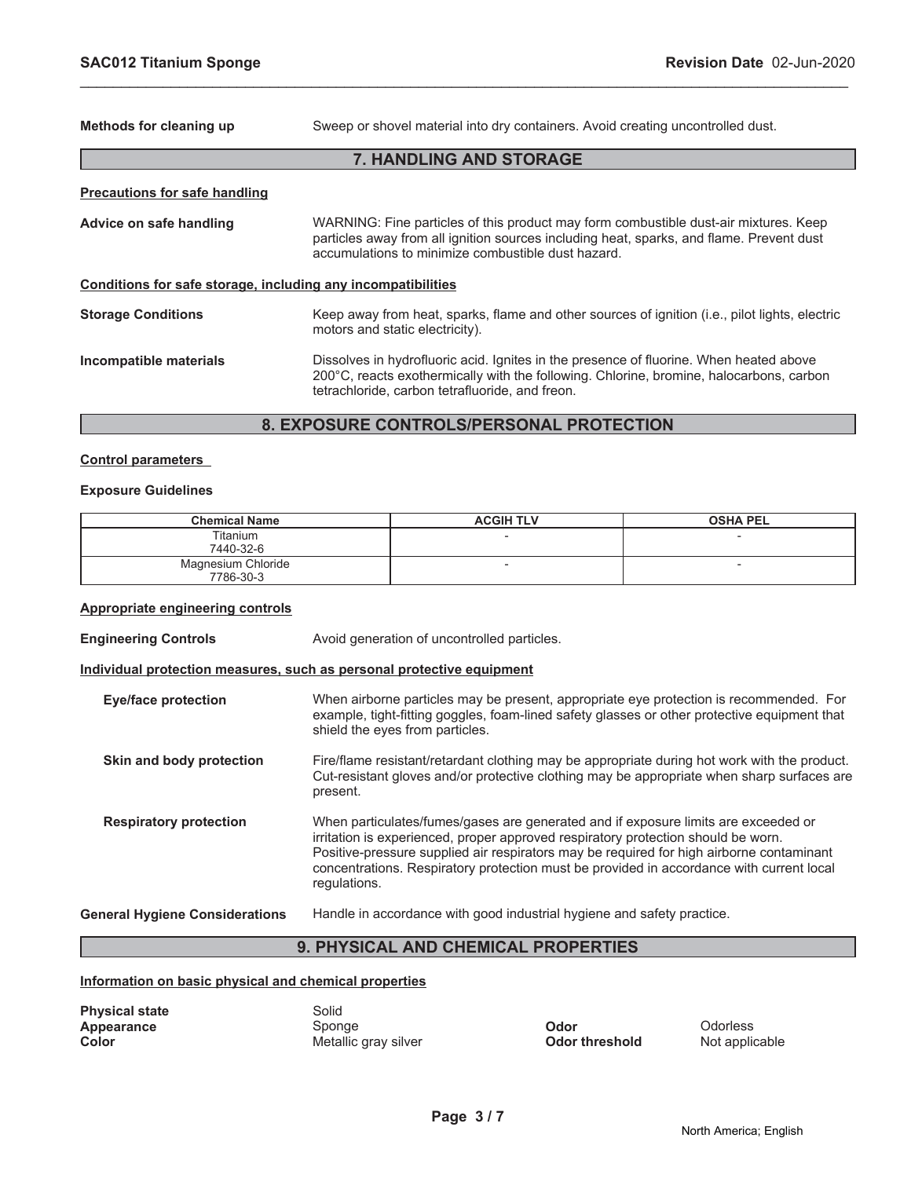**Methods for cleaning up** Sweep or shovel material into dry containers. Avoid creating uncontrolled dust.

## 7. HANDLING AND STORAGE

**Precautions for safe handling**

**Advice on safe handling** WARNING: Fine particles of this product may form combustible dust-air mixtures. Keep particles away from all ignition sources including heat, sparks, and flame. Prevent dust accumulations to minimize combustible dust hazard.

**Conditions for safe storage, including any incompatibilities**

**Storage Conditions** Keep away from heat, sparks, flame and other sources of ignition (i.e., pilot lights, electric motors and static electricity).

**Incompatible materials** Dissolves in hydrofluoric acid. Ignites in the presence of fluorine. When heated above 200°C, reacts exothermically with the following. Chlorine, bromine, halocarbons, carbon tetrachloride, carbon tetrafluoride, and freon.

## 8. EXPOSURE CONTROLS/PERSONAL PROTECTION

**Control parameters**

**Exposure Guidelines**

| Chemical Name | ACGIH TLV | OSHA PEL |
|---|---|---|
| Titanium<br>7440-32-6 | - | - |
| Magnesium Chloride<br>7786-30-3 | - | - |

**Appropriate engineering controls**

**Engineering Controls** Avoid generation of uncontrolled particles.

**Individual protection measures, such as personal protective equipment**

**Eye/face protection** When airborne particles may be present, appropriate eye protection is recommended. For example, tight-fitting goggles, foam-lined safety glasses or other protective equipment that shield the eyes from particles.

**Skin and body protection** Fire/flame resistant/retardant clothing may be appropriate during hot work with the product. Cut-resistant gloves and/or protective clothing may be appropriate when sharp surfaces are present.

**Respiratory protection** When particulates/fumes/gases are generated and if exposure limits are exceeded or irritation is experienced, proper approved respiratory protection should be worn. Positive-pressure supplied air respirators may be required for high airborne contaminant concentrations. Respiratory protection must be provided in accordance with current local regulations.

**General Hygiene Considerations** Handle in accordance with good industrial hygiene and safety practice.

## 9. PHYSICAL AND CHEMICAL PROPERTIES

**Information on basic physical and chemical properties**

**Physical state** Solid
**Appearance** Sponge
**Color** Metallic gray silver
**Odor** Odorless
**Odor threshold** Not applicable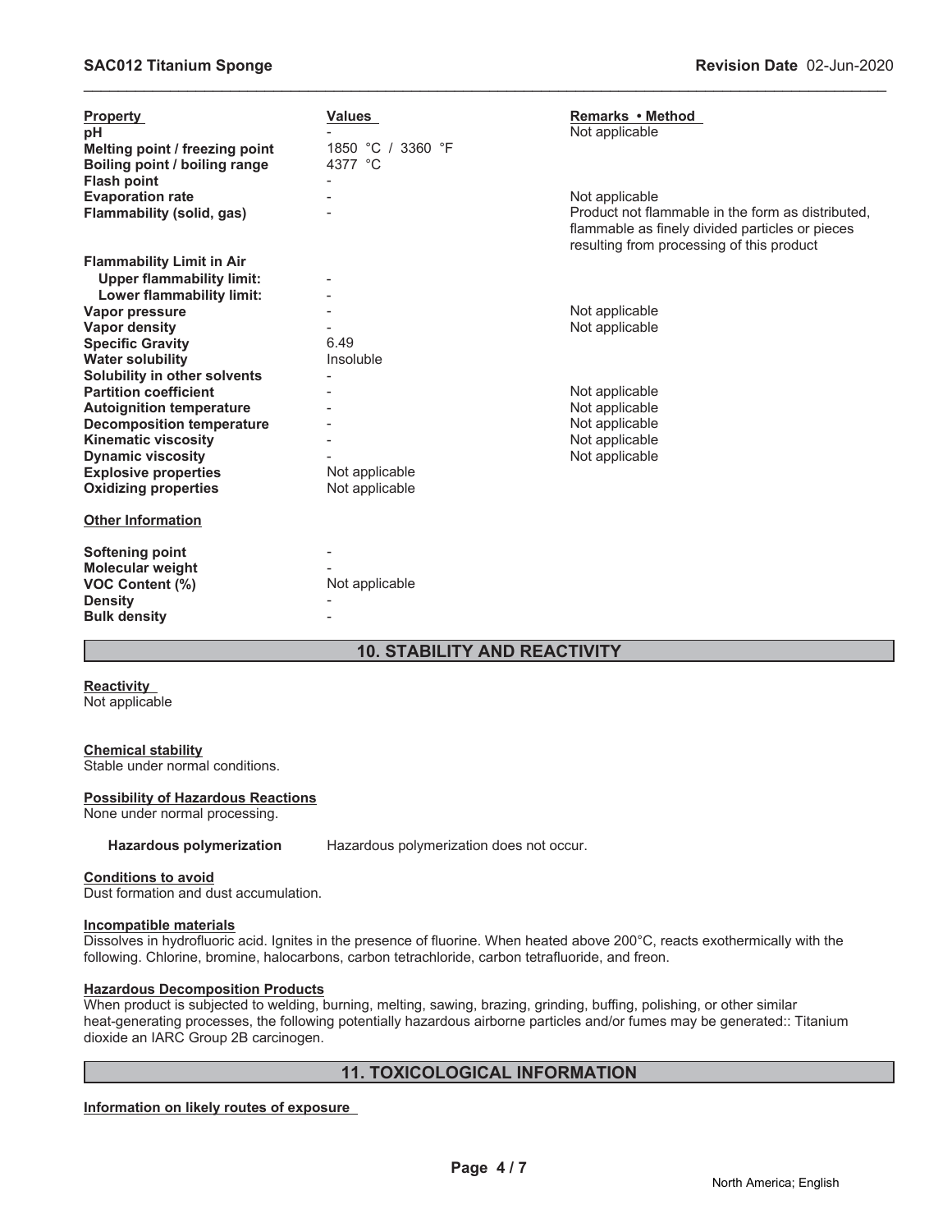| Property | Values | Remarks • Method |
| --- | --- | --- |
| pH | - | Not applicable |
| Melting point / freezing point | 1850 °C / 3360 °F | |
| Boiling point / boiling range | 4377 °C | |
| Flash point | - | |
| Evaporation rate | - | Not applicable |
| Flammability (solid, gas) | - | Product not flammable in the form as distributed, flammable as finely divided particles or pieces resulting from processing of this product |
| **Flammability Limit in Air** | | |
| Upper flammability limit: | - | |
| Lower flammability limit: | - | |
| Vapor pressure | - | Not applicable |
| Vapor density | - | Not applicable |
| Specific Gravity | 6.49 | |
| Water solubility | Insoluble | |
| Solubility in other solvents | - | |
| Partition coefficient | - | Not applicable |
| Autoignition temperature | - | Not applicable |
| Decomposition temperature | - | Not applicable |
| Kinematic viscosity | - | Not applicable |
| Dynamic viscosity | - | Not applicable |
| Explosive properties | Not applicable | |
| Oxidizing properties | Not applicable | |

**Other Information**

| | | |
| --- | --- | --- |
| Softening point | - | |
| Molecular weight | - | |
| VOC Content (%) | Not applicable | |
| Density | - | |
| Bulk density | - | |

## 10. STABILITY AND REACTIVITY

**Reactivity**
Not applicable

**Chemical stability**
Stable under normal conditions.

**Possibility of Hazardous Reactions**
None under normal processing.

**Hazardous polymerization** Hazardous polymerization does not occur.

**Conditions to avoid**
Dust formation and dust accumulation.

**Incompatible materials**
Dissolves in hydrofluoric acid. Ignites in the presence of fluorine. When heated above 200°C, reacts exothermically with the following. Chlorine, bromine, halocarbons, carbon tetrachloride, carbon tetrafluoride, and freon.

**Hazardous Decomposition Products**
When product is subjected to welding, burning, melting, sawing, brazing, grinding, buffing, polishing, or other similar heat-generating processes, the following potentially hazardous airborne particles and/or fumes may be generated:: Titanium dioxide an IARC Group 2B carcinogen.

## 11. TOXICOLOGICAL INFORMATION

**Information on likely routes of exposure**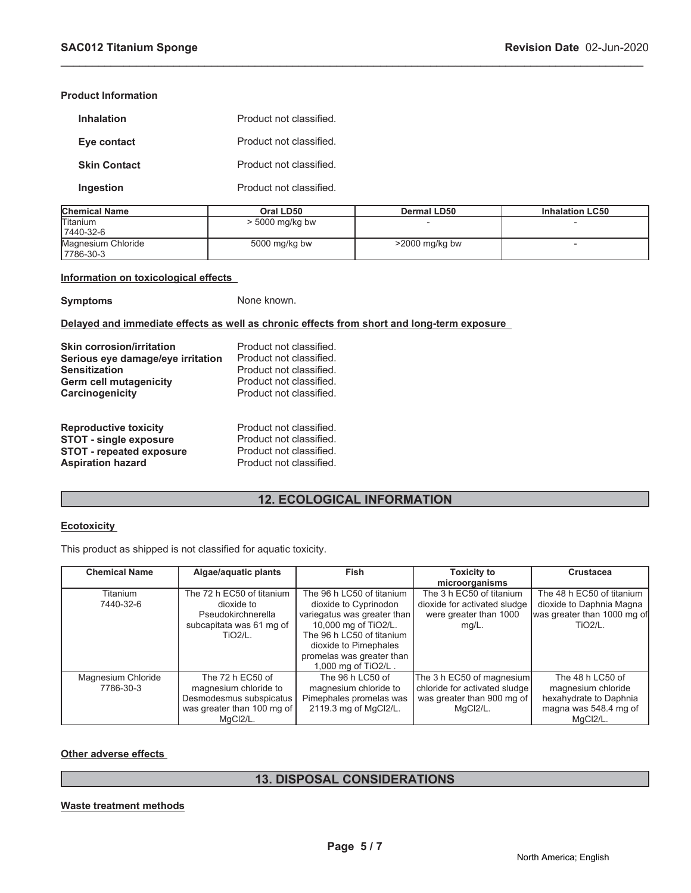**Product Information**

| | |
|---|---|
| **Inhalation** | Product not classified. |
| **Eye contact** | Product not classified. |
| **Skin Contact** | Product not classified. |
| **Ingestion** | Product not classified. |

| Chemical Name | Oral LD50 | Dermal LD50 | Inhalation LC50 |
|---|---|---|---|
| Titanium<br>7440-32-6 | > 5000 mg/kg bw | - | - |
| Magnesium Chloride<br>7786-30-3 | 5000 mg/kg bw | >2000 mg/kg bw | - |

**Information on toxicological effects**

**Symptoms** None known.

**Delayed and immediate effects as well as chronic effects from short and long-term exposure**

| | |
|---|---|
| **Skin corrosion/irritation** | Product not classified. |
| **Serious eye damage/eye irritation** | Product not classified. |
| **Sensitization** | Product not classified. |
| **Germ cell mutagenicity** | Product not classified. |
| **Carcinogenicity** | Product not classified. |
| **Reproductive toxicity** | Product not classified. |
| **STOT - single exposure** | Product not classified. |
| **STOT - repeated exposure** | Product not classified. |
| **Aspiration hazard** | Product not classified. |

## 12. ECOLOGICAL INFORMATION

**Ecotoxicity**

This product as shipped is not classified for aquatic toxicity.

| Chemical Name | Algae/aquatic plants | Fish | Toxicity to microorganisms | Crustacea |
|---|---|---|---|---|
| Titanium<br>7440-32-6 | The 72 h EC50 of titanium dioxide to Pseudokirchnerella subcapitata was 61 mg of $TiO_2$/L. | The 96 h LC50 of titanium dioxide to Cyprinodon variegatus was greater than 10,000 mg of $TiO_2$/L. The 96 h LC50 of titanium dioxide to Pimephales promelas was greater than 1,000 mg of $TiO_2$/L . | The 3 h EC50 of titanium dioxide for activated sludge were greater than 1000 mg/L. | The 48 h EC50 of titanium dioxide to Daphnia Magna was greater than 1000 mg of $TiO_2$/L. |
| Magnesium Chloride<br>7786-30-3 | The 72 h EC50 of magnesium chloride to Desmodesmus subspicatus was greater than 100 mg of $MgCl_2$/L. | The 96 h LC50 of magnesium chloride to Pimephales promelas was 2119.3 mg of $MgCl_2$/L. | The 3 h EC50 of magnesium chloride for activated sludge was greater than 900 mg of $MgCl_2$/L. | The 48 h LC50 of magnesium chloride hexahydrate to Daphnia magna was 548.4 mg of $MgCl_2$/L. |

**Other adverse effects**

## 13. DISPOSAL CONSIDERATIONS

**Waste treatment methods**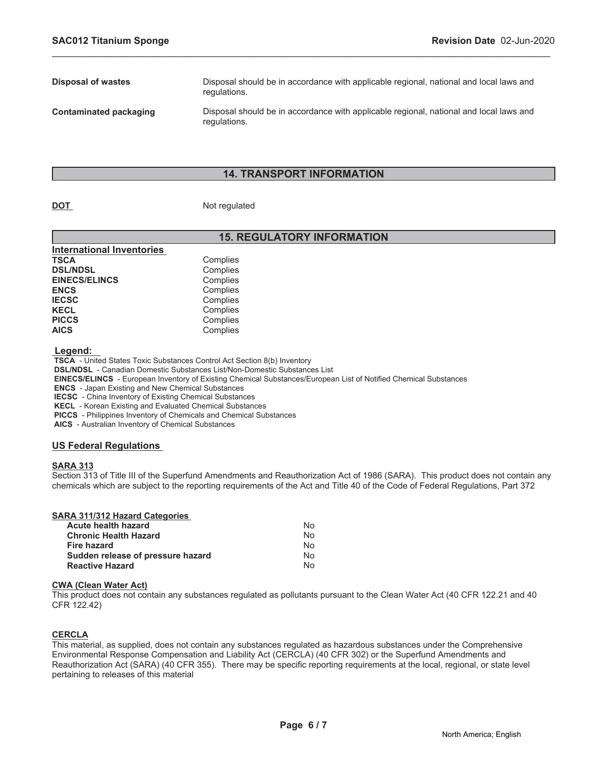| | |
|---|---|
| **Disposal of wastes** | Disposal should be in accordance with applicable regional, national and local laws and regulations. |
| **Contaminated packaging** | Disposal should be in accordance with applicable regional, national and local laws and regulations. |

## 14. TRANSPORT INFORMATION

**DOT** Not regulated

## 15. REGULATORY INFORMATION

**International Inventories**

| | |
|---|---|
| **TSCA** | Complies |
| **DSL/NDSL** | Complies |
| **EINECS/ELINCS** | Complies |
| **ENCS** | Complies |
| **IECSC** | Complies |
| **KECL** | Complies |
| **PICCS** | Complies |
| **AICS** | Complies |

**Legend:**

**TSCA** - United States Toxic Substances Control Act Section 8(b) Inventory
**DSL/NDSL** - Canadian Domestic Substances List/Non-Domestic Substances List
**EINECS/ELINCS** - European Inventory of Existing Chemical Substances/European List of Notified Chemical Substances
**ENCS** - Japan Existing and New Chemical Substances
**IECSC** - China Inventory of Existing Chemical Substances
**KECL** - Korean Existing and Evaluated Chemical Substances
**PICCS** - Philippines Inventory of Chemicals and Chemical Substances
**AICS** - Australian Inventory of Chemical Substances

### US Federal Regulations

**SARA 313**

Section 313 of Title III of the Superfund Amendments and Reauthorization Act of 1986 (SARA). This product does not contain any chemicals which are subject to the reporting requirements of the Act and Title 40 of the Code of Federal Regulations, Part 372

**SARA 311/312 Hazard Categories**

| | |
|---|---|
| **Acute health hazard** | No |
| **Chronic Health Hazard** | No |
| **Fire hazard** | No |
| **Sudden release of pressure hazard** | No |
| **Reactive Hazard** | No |

**CWA (Clean Water Act)**

This product does not contain any substances regulated as pollutants pursuant to the Clean Water Act (40 CFR 122.21 and 40 CFR 122.42)

**CERCLA**

This material, as supplied, does not contain any substances regulated as hazardous substances under the Comprehensive Environmental Response Compensation and Liability Act (CERCLA) (40 CFR 302) or the Superfund Amendments and Reauthorization Act (SARA) (40 CFR 355). There may be specific reporting requirements at the local, regional, or state level pertaining to releases of this material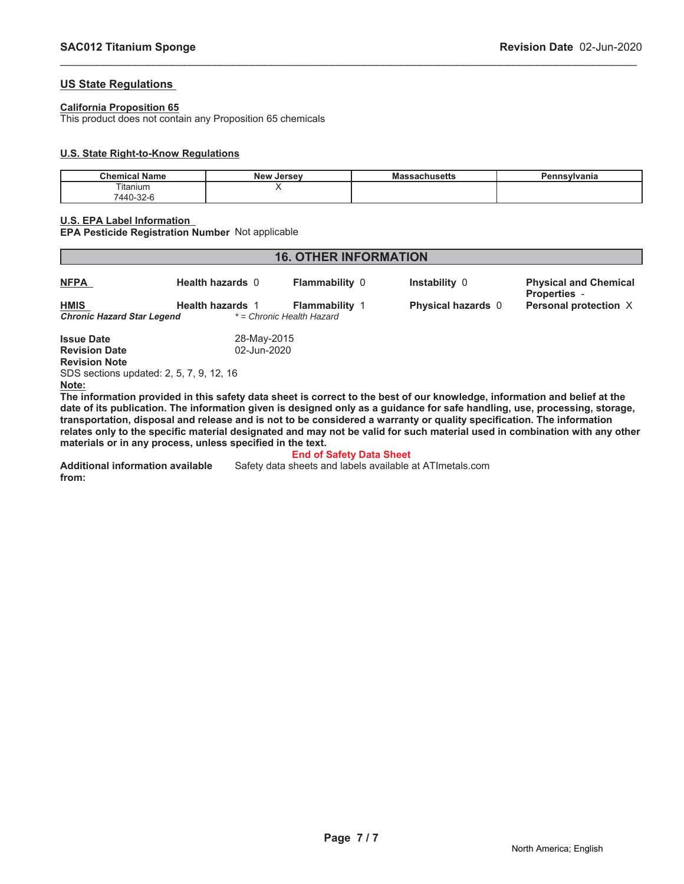## US State Regulations

### California Proposition 65

This product does not contain any Proposition 65 chemicals

### U.S. State Right-to-Know Regulations

| Chemical Name | New Jersey | Massachusetts | Pennsylvania |
|---|---|---|---|
| Titanium<br>7440-32-6 | X | | |

### U.S. EPA Label Information

**EPA Pesticide Registration Number** Not applicable

## 16. OTHER INFORMATION

| | | | | |
|---|---|---|---|---|
| **NFPA** | **Health hazards** 0 | **Flammability** 0 | **Instability** 0 | **Physical and Chemical Properties** - |
| **HMIS** | **Health hazards** 1 | **Flammability** 1 | **Physical hazards** 0 | **Personal protection** X |

***Chronic Hazard Star Legend*** *\* = Chronic Health Hazard*

**Issue Date** 28-May-2015

**Revision Date** 02-Jun-2020

**Revision Note**

SDS sections updated: 2, 5, 7, 9, 12, 16

**Note:**

**The information provided in this safety data sheet is correct to the best of our knowledge, information and belief at the date of its publication. The information given is designed only as a guidance for safe handling, use, processing, storage, transportation, disposal and release and is not to be considered a warranty or quality specification. The information relates only to the specific material designated and may not be valid for such material used in combination with any other materials or in any process, unless specified in the text.**

**End of Safety Data Sheet**

**Additional information available from:** Safety data sheets and labels available at ATImetals.com